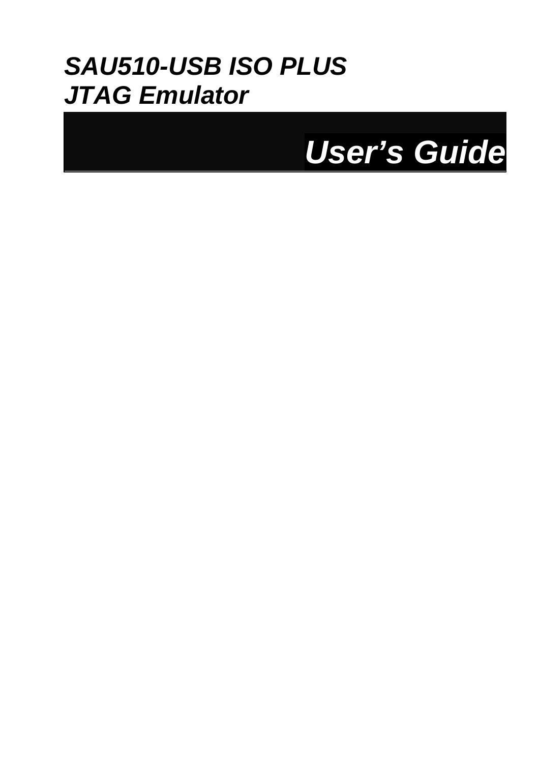# *SAU510-USB ISO PLUS JTAG Emulator*

## *User's Guide*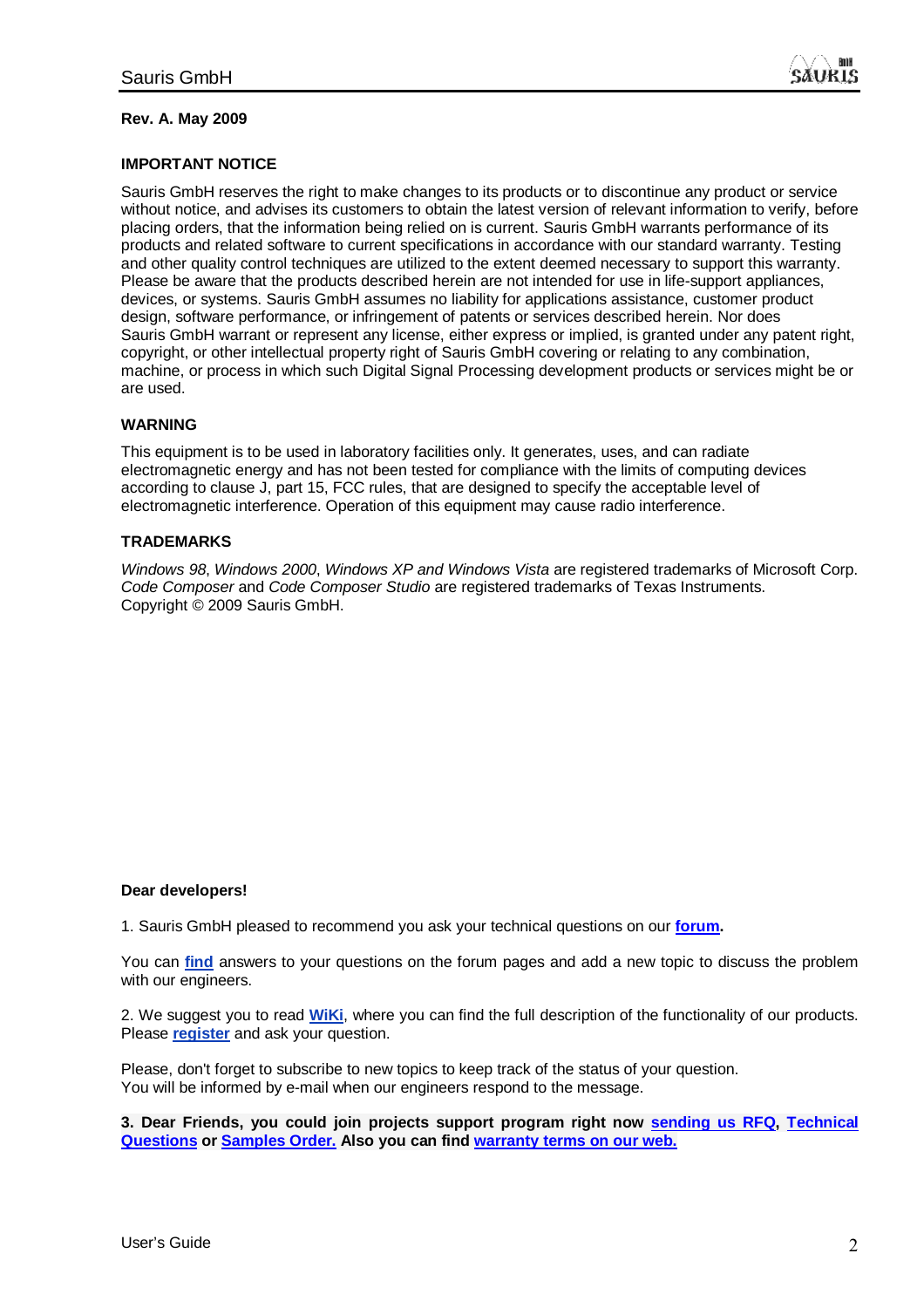**Rev. A. May 2009**

**IMPORTANT NOTICE**

Sauris GmbH reserves the right to make changes to its products or to discontinue any product or service without notice, and advises its customers to obtain the latest version of relevant information to verify, before placing orders, that the information being relied on is current. Sauris GmbH warrants performance of its products and related software to current specifications in accordance with our standard warranty. Testing and other quality control techniques are utilized to the extent deemed necessary to support this warranty. Please be aware that the products described herein are not intended for use in life-support appliances, devices, or systems. Sauris GmbH assumes no liability for applications assistance, customer product design, software performance, or infringement of patents or services described herein. Nor does Sauris GmbH warrant or represent any license, either express or implied, is granted under any patent right, copyright, or other intellectual property right of Sauris GmbH covering or relating to any combination, machine, or process in which such Digital Signal Processing development products or services might be or are used.

**WARNING**

This equipment is to be used in laboratory facilities only. It generates, uses, and can radiate electromagnetic energy and has not been tested for compliance with the limits of computing devices according to clause J, part 15, FCC rules, that are designed to specify the acceptable level of electromagnetic interference. Operation of this equipment may cause radio interference.

**TRADEMARKS**

*Windows 98*, *Windows 2000*, *Windows XP and Windows Vista* are registered trademarks of Microsoft Corp. *Code Composer* and *Code Composer Studio* are registered trademarks of Texas Instruments.
Copyright © 2009 Sauris GmbH.

**Dear developers!**

1. Sauris GmbH pleased to recommend you ask your technical questions on our **forum.**

You can **find** answers to your questions on the forum pages and add a new topic to discuss the problem with our engineers.

2. We suggest you to read **WiKi**, where you can find the full description of the functionality of our products. Please **register** and ask your question.

Please, don't forget to subscribe to new topics to keep track of the status of your question.
You will be informed by e-mail when our engineers respond to the message.

**3. Dear Friends, you could join projects support program right now sending us RFQ, Technical Questions or Samples Order. Also you can find warranty terms on our web.**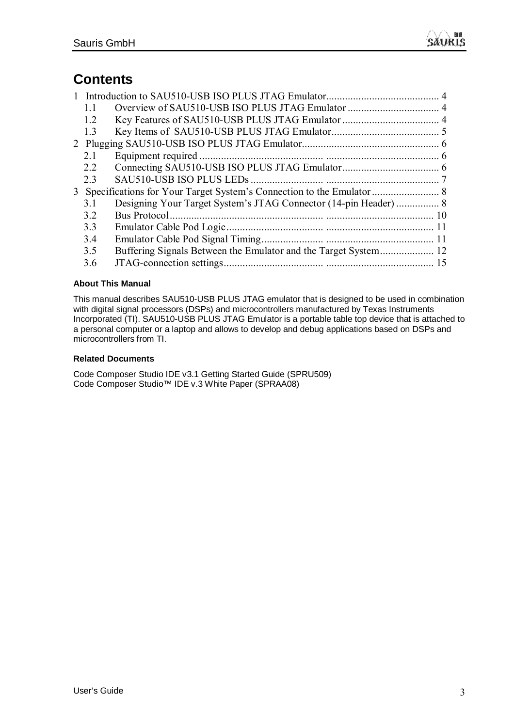# Contents

1 Introduction to SAU510-USB ISO PLUS JTAG Emulator.......................................... 4
   1.1 Overview of SAU510-USB ISO PLUS JTAG Emulator .................................. 4
   1.2 Key Features of SAU510-USB PLUS JTAG Emulator .................................... 4
   1.3 Key Items of SAU510-USB PLUS JTAG Emulator........................................ 5
2 Plugging SAU510-USB ISO PLUS JTAG Emulator................................................... 6
   2.1 Equipment required ........................................... ........................................ 6
   2.2 Connecting SAU510-USB ISO PLUS JTAG Emulator.................................... 6
   2.3 SAU510-USB ISO PLUS LEDs ......................... ......................................... 7
3 Specifications for Your Target System's Connection to the Emulator ......................... 8
   3.1 Designing Your Target System's JTAG Connector (14-pin Header) ................ 8
   3.2 Bus Protocol....................................................... ....................................... 10
   3.3 Emulator Cable Pod Logic................................. ....................................... 11
   3.4 Emulator Cable Pod Signal Timing...................... ....................................... 11
   3.5 Buffering Signals Between the Emulator and the Target System.................... 12
   3.6 JTAG-connection settings.................................. ....................................... 15

**About This Manual**

This manual describes SAU510-USB PLUS JTAG emulator that is designed to be used in combination with digital signal processors (DSPs) and microcontrollers manufactured by Texas Instruments Incorporated (TI). SAU510-USB PLUS JTAG Emulator is a portable table top device that is attached to a personal computer or a laptop and allows to develop and debug applications based on DSPs and microcontrollers from TI.

**Related Documents**

Code Composer Studio IDE v3.1 Getting Started Guide (SPRU509)
Code Composer Studio™ IDE v.3 White Paper (SPRAA08)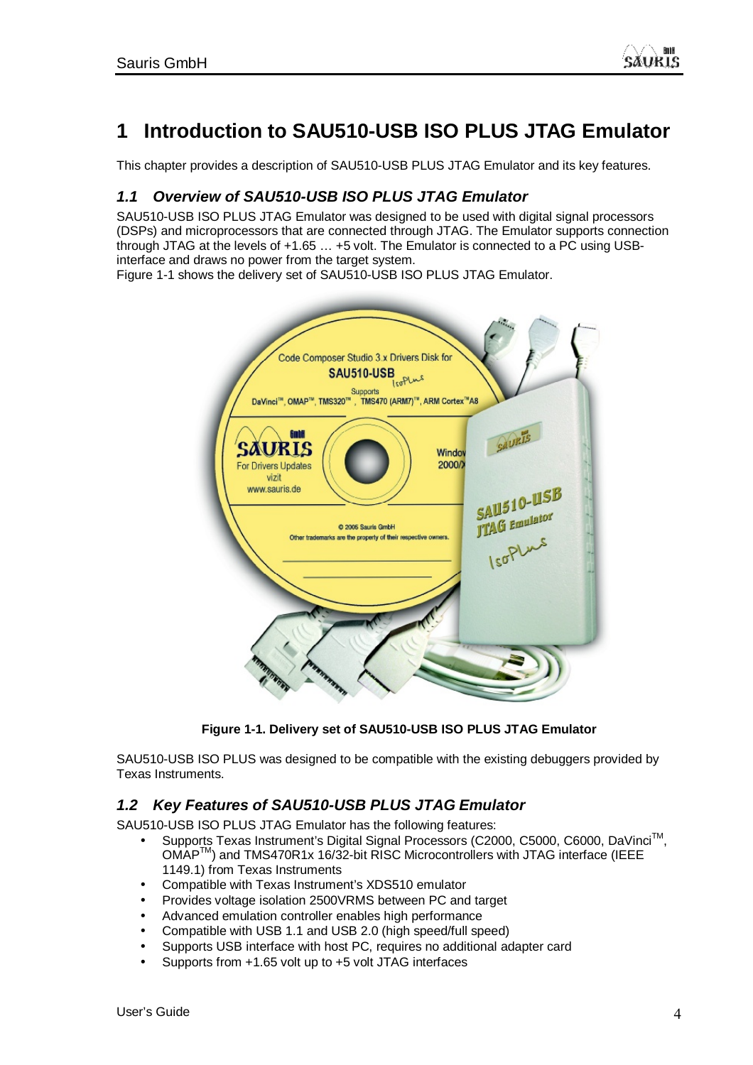# 1 Introduction to SAU510-USB ISO PLUS JTAG Emulator

This chapter provides a description of SAU510-USB PLUS JTAG Emulator and its key features.

## *1.1 Overview of SAU510-USB ISO PLUS JTAG Emulator*

SAU510-USB ISO PLUS JTAG Emulator was designed to be used with digital signal processors (DSPs) and microprocessors that are connected through JTAG. The Emulator supports connection through JTAG at the levels of +1.65 … +5 volt. The Emulator is connected to a PC using USB-interface and draws no power from the target system.
Figure 1-1 shows the delivery set of SAU510-USB ISO PLUS JTAG Emulator.

**Figure 1-1. Delivery set of SAU510-USB ISO PLUS JTAG Emulator**

SAU510-USB ISO PLUS was designed to be compatible with the existing debuggers provided by Texas Instruments.

## *1.2 Key Features of SAU510-USB PLUS JTAG Emulator*

SAU510-USB ISO PLUS JTAG Emulator has the following features:

- Supports Texas Instrument's Digital Signal Processors (C2000, C5000, C6000, DaVinci™, OMAP™) and TMS470R1x 16/32-bit RISC Microcontrollers with JTAG interface (IEEE 1149.1) from Texas Instruments
- Compatible with Texas Instrument's XDS510 emulator
- Provides voltage isolation 2500VRMS between PC and target
- Advanced emulation controller enables high performance
- Compatible with USB 1.1 and USB 2.0 (high speed/full speed)
- Supports USB interface with host PC, requires no additional adapter card
- Supports from +1.65 volt up to +5 volt JTAG interfaces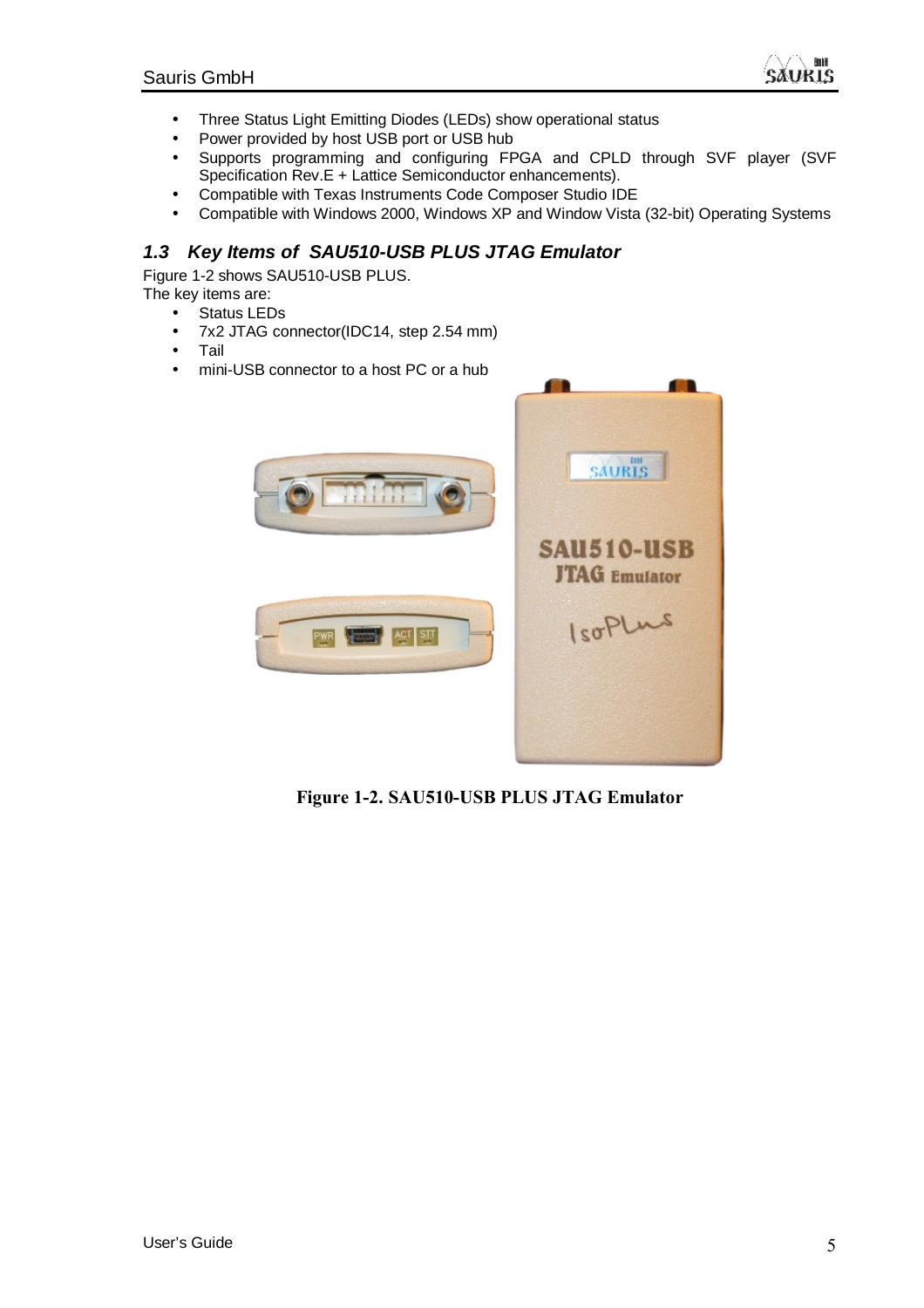- Three Status Light Emitting Diodes (LEDs) show operational status
- Power provided by host USB port or USB hub
- Supports programming and configuring FPGA and CPLD through SVF player (SVF Specification Rev.E + Lattice Semiconductor enhancements).
- Compatible with Texas Instruments Code Composer Studio IDE
- Compatible with Windows 2000, Windows XP and Window Vista (32-bit) Operating Systems

### *1.3 Key Items of SAU510-USB PLUS JTAG Emulator*

Figure 1-2 shows SAU510-USB PLUS.

The key items are:

- Status LEDs
- 7x2 JTAG connector(IDC14, step 2.54 mm)
- Tail
- mini-USB connector to a host PC or a hub

**Figure 1-2. SAU510-USB PLUS JTAG Emulator**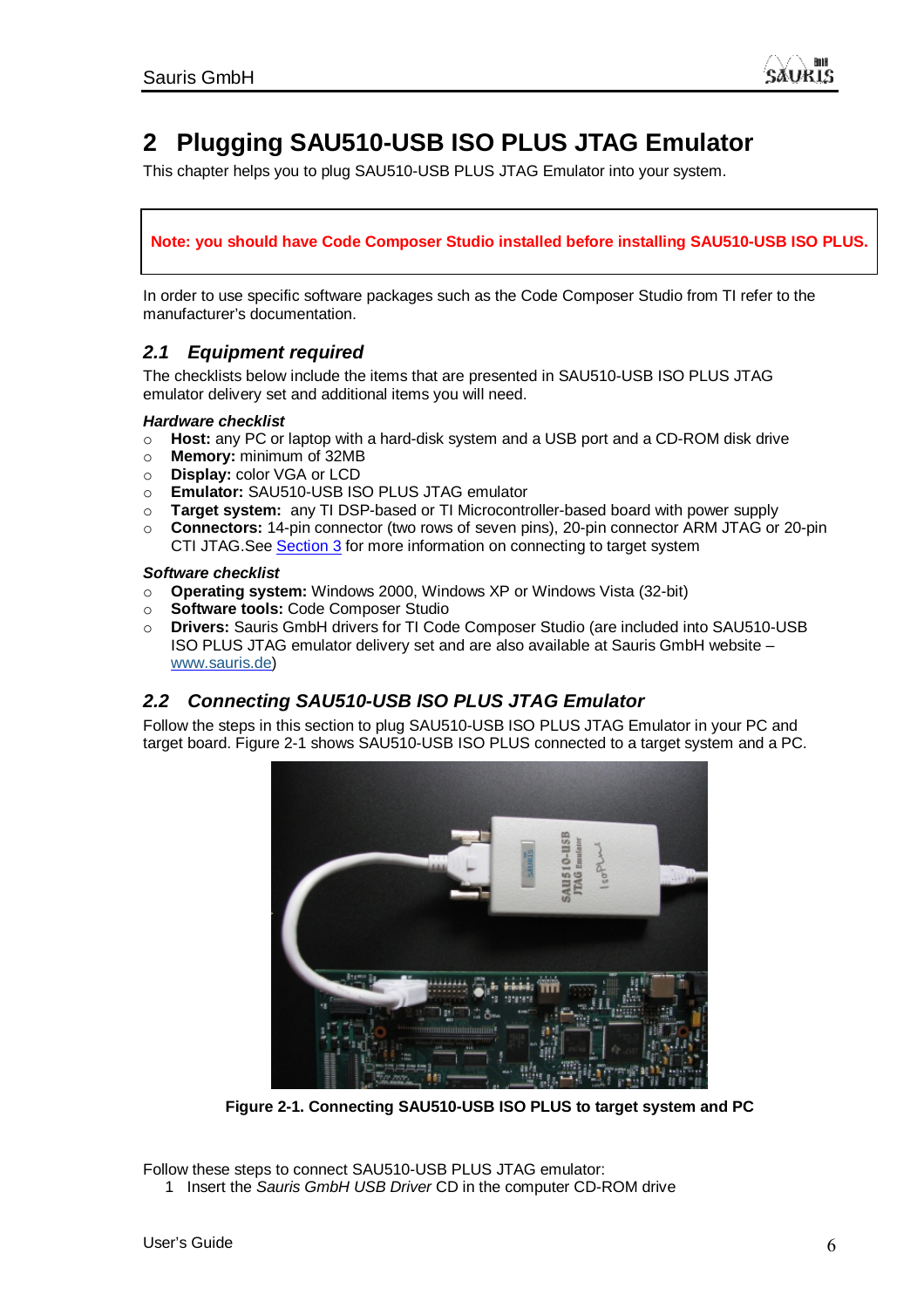# 2 Plugging SAU510-USB ISO PLUS JTAG Emulator

This chapter helps you to plug SAU510-USB PLUS JTAG Emulator into your system.

**Note: you should have Code Composer Studio installed before installing SAU510-USB ISO PLUS.**

In order to use specific software packages such as the Code Composer Studio from TI refer to the manufacturer's documentation.

## *2.1 Equipment required*

The checklists below include the items that are presented in SAU510-USB ISO PLUS JTAG emulator delivery set and additional items you will need.

***Hardware checklist***

- **Host:** any PC or laptop with a hard-disk system and a USB port and a CD-ROM disk drive
- **Memory:** minimum of 32MB
- **Display:** color VGA or LCD
- **Emulator:** SAU510-USB ISO PLUS JTAG emulator
- **Target system:** any TI DSP-based or TI Microcontroller-based board with power supply
- **Connectors:** 14-pin connector (two rows of seven pins), 20-pin connector ARM JTAG or 20-pin CTI JTAG.See Section 3 for more information on connecting to target system

***Software checklist***

- **Operating system:** Windows 2000, Windows XP or Windows Vista (32-bit)
- **Software tools:** Code Composer Studio
- **Drivers:** Sauris GmbH drivers for TI Code Composer Studio (are included into SAU510-USB ISO PLUS JTAG emulator delivery set and are also available at Sauris GmbH website – www.sauris.de)

## *2.2 Connecting SAU510-USB ISO PLUS JTAG Emulator*

Follow the steps in this section to plug SAU510-USB ISO PLUS JTAG Emulator in your PC and target board. Figure 2-1 shows SAU510-USB ISO PLUS connected to a target system and a PC.

**Figure 2-1. Connecting SAU510-USB ISO PLUS to target system and PC**

Follow these steps to connect SAU510-USB PLUS JTAG emulator:

1. Insert the *Sauris GmbH USB Driver* CD in the computer CD-ROM drive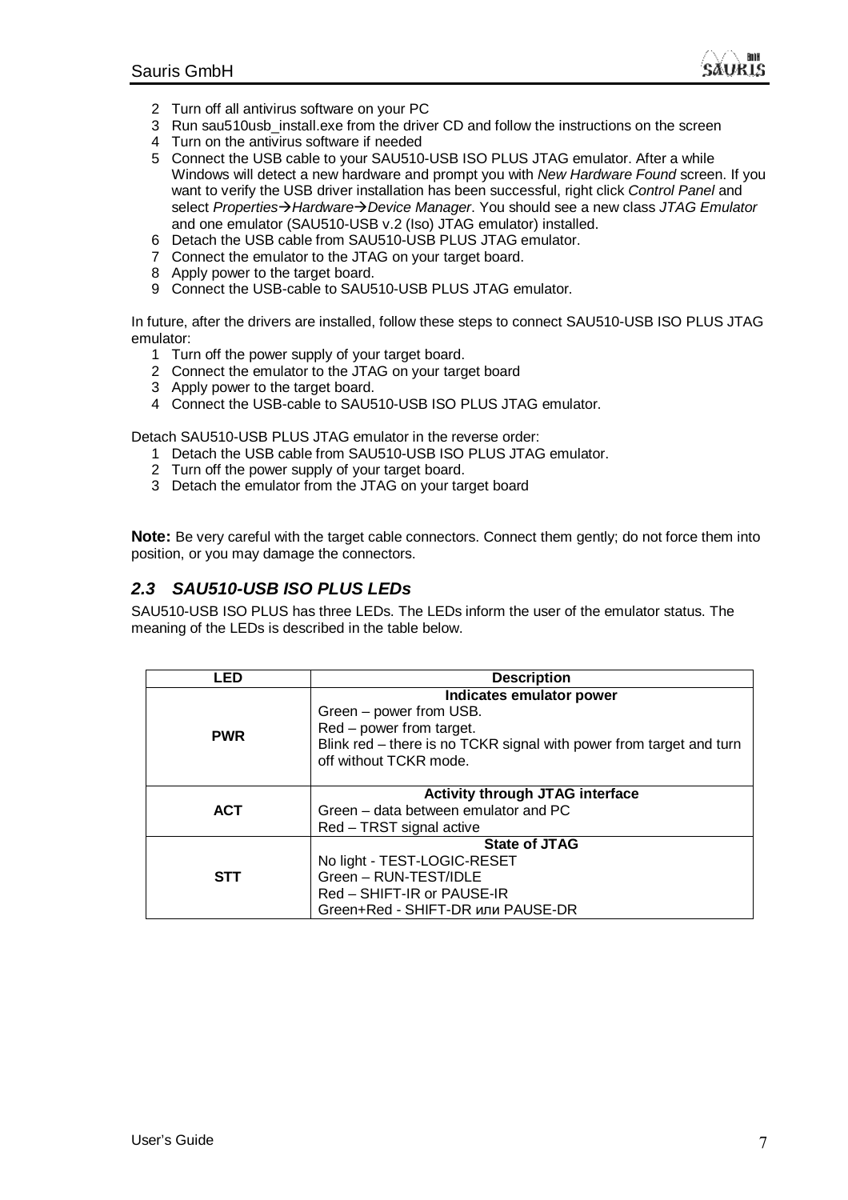2. Turn off all antivirus software on your PC
3. Run sau510usb_install.exe from the driver CD and follow the instructions on the screen
4. Turn on the antivirus software if needed
5. Connect the USB cable to your SAU510-USB ISO PLUS JTAG emulator. After a while Windows will detect a new hardware and prompt you with *New Hardware Found* screen. If you want to verify the USB driver installation has been successful, right click *Control Panel* and select *Properties→Hardware→Device Manager*. You should see a new class *JTAG Emulator* and one emulator (SAU510-USB v.2 (Iso) JTAG emulator) installed.
6. Detach the USB cable from SAU510-USB PLUS JTAG emulator.
7. Connect the emulator to the JTAG on your target board.
8. Apply power to the target board.
9. Connect the USB-cable to SAU510-USB PLUS JTAG emulator.

In future, after the drivers are installed, follow these steps to connect SAU510-USB ISO PLUS JTAG emulator:

1. Turn off the power supply of your target board.
2. Connect the emulator to the JTAG on your target board
3. Apply power to the target board.
4. Connect the USB-cable to SAU510-USB ISO PLUS JTAG emulator.

Detach SAU510-USB PLUS JTAG emulator in the reverse order:

1. Detach the USB cable from SAU510-USB ISO PLUS JTAG emulator.
2. Turn off the power supply of your target board.
3. Detach the emulator from the JTAG on your target board

**Note:** Be very careful with the target cable connectors. Connect them gently; do not force them into position, or you may damage the connectors.

## *2.3 SAU510-USB ISO PLUS LEDs*

SAU510-USB ISO PLUS has three LEDs. The LEDs inform the user of the emulator status. The meaning of the LEDs is described in the table below.

| LED | Description |
|---|---|
| **PWR** | **Indicates emulator power**<br>Green – power from USB.<br>Red – power from target.<br>Blink red – there is no TCKR signal with power from target and turn off without TCKR mode. |
| **ACT** | **Activity through JTAG interface**<br>Green – data between emulator and PC<br>Red – TRST signal active |
| **STT** | **State of JTAG**<br>No light - TEST-LOGIC-RESET<br>Green – RUN-TEST/IDLE<br>Red – SHIFT-IR or PAUSE-IR<br>Green+Red - SHIFT-DR или PAUSE-DR |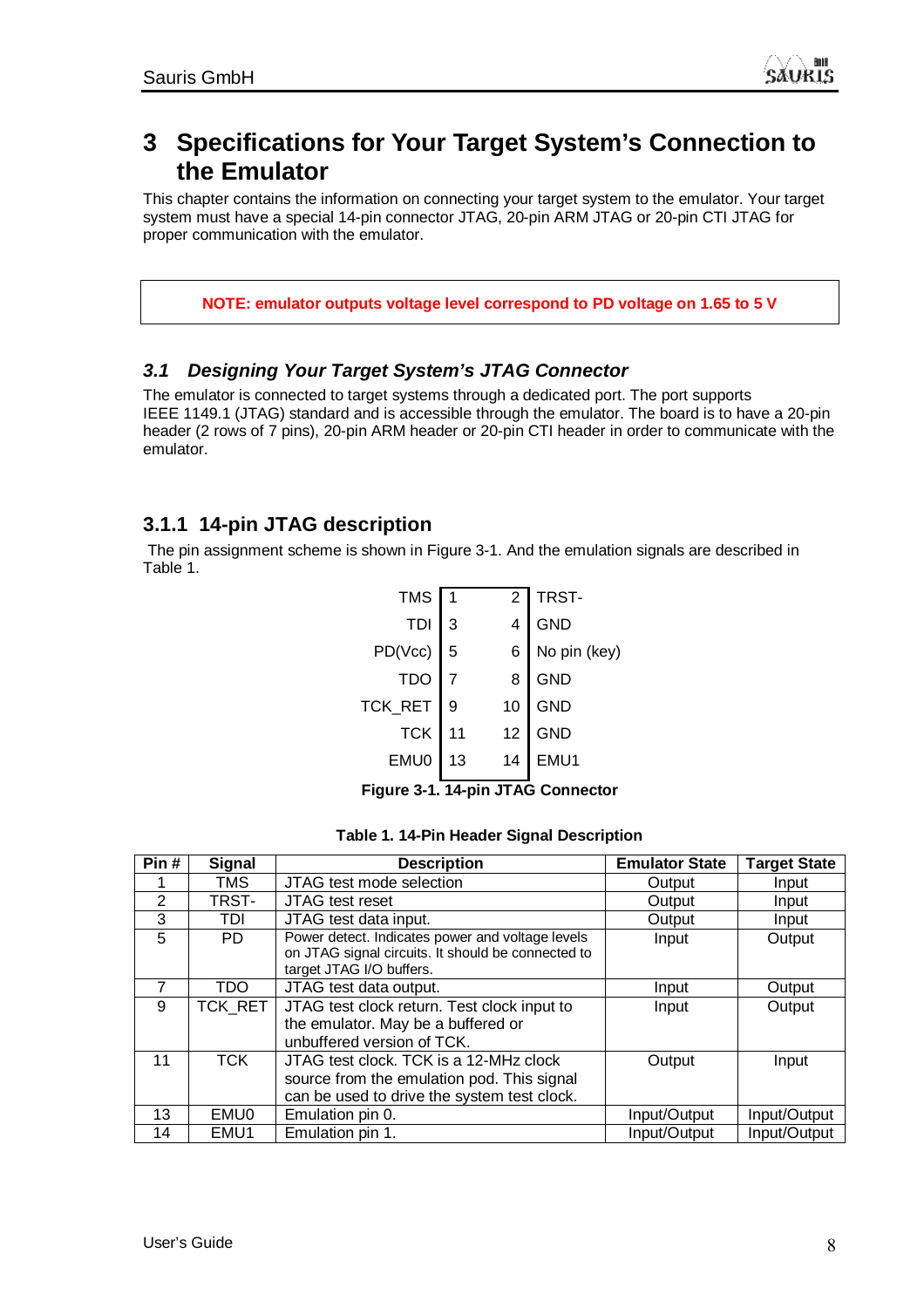# 3 Specifications for Your Target System's Connection to the Emulator

This chapter contains the information on connecting your target system to the emulator. Your target system must have a special 14-pin connector JTAG, 20-pin ARM JTAG or 20-pin CTI JTAG for proper communication with the emulator.

**NOTE: emulator outputs voltage level correspond to PD voltage on 1.65 to 5 V**

## *3.1 Designing Your Target System's JTAG Connector*

The emulator is connected to target systems through a dedicated port. The port supports IEEE 1149.1 (JTAG) standard and is accessible through the emulator. The board is to have a 20-pin header (2 rows of 7 pins), 20-pin ARM header or 20-pin CTI header in order to communicate with the emulator.

### 3.1.1 14-pin JTAG description

The pin assignment scheme is shown in Figure 3-1. And the emulation signals are described in Table 1.

| Signal | Pin | Pin | Signal |
|---|---|---|---|
| TMS | 1 | 2 | TRST- |
| TDI | 3 | 4 | GND |
| PD(Vcc) | 5 | 6 | No pin (key) |
| TDO | 7 | 8 | GND |
| TCK_RET | 9 | 10 | GND |
| TCK | 11 | 12 | GND |
| EMU0 | 13 | 14 | EMU1 |

**Figure 3-1. 14-pin JTAG Connector**

**Table 1. 14-Pin Header Signal Description**

| Pin # | Signal | Description | Emulator State | Target State |
|---|---|---|---|---|
| 1 | TMS | JTAG test mode selection | Output | Input |
| 2 | TRST- | JTAG test reset | Output | Input |
| 3 | TDI | JTAG test data input. | Output | Input |
| 5 | PD | Power detect. Indicates power and voltage levels on JTAG signal circuits. It should be connected to target JTAG I/O buffers. | Input | Output |
| 7 | TDO | JTAG test data output. | Input | Output |
| 9 | TCK_RET | JTAG test clock return. Test clock input to the emulator. May be a buffered or unbuffered version of TCK. | Input | Output |
| 11 | TCK | JTAG test clock. TCK is a 12-MHz clock source from the emulation pod. This signal can be used to drive the system test clock. | Output | Input |
| 13 | EMU0 | Emulation pin 0. | Input/Output | Input/Output |
| 14 | EMU1 | Emulation pin 1. | Input/Output | Input/Output |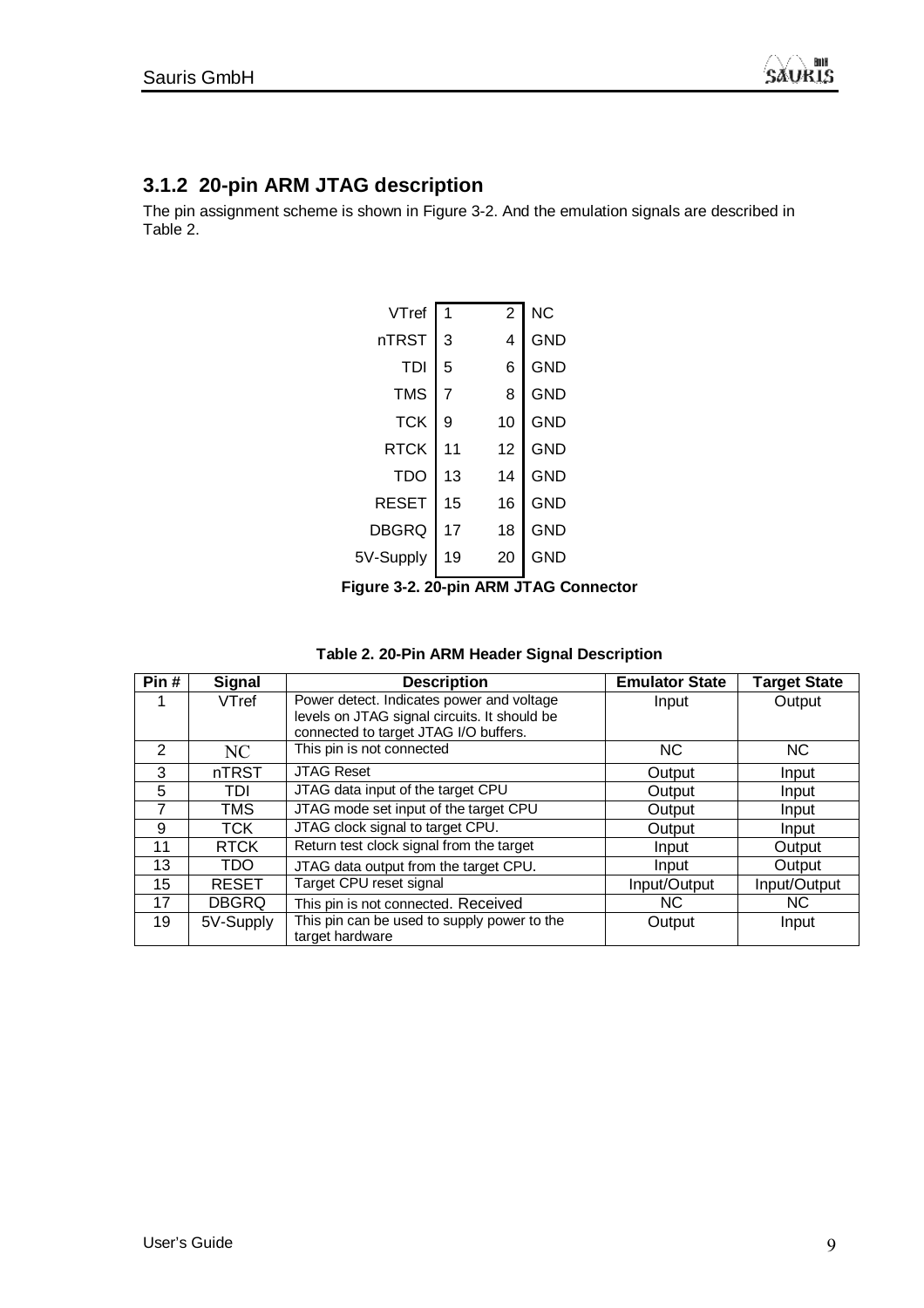### 3.1.2 20-pin ARM JTAG description

The pin assignment scheme is shown in Figure 3-2. And the emulation signals are described in Table 2.

| | | | |
|---|---|---|---|
| VTref | 1 | 2 | NC |
| nTRST | 3 | 4 | GND |
| TDI | 5 | 6 | GND |
| TMS | 7 | 8 | GND |
| TCK | 9 | 10 | GND |
| RTCK | 11 | 12 | GND |
| TDO | 13 | 14 | GND |
| RESET | 15 | 16 | GND |
| DBGRQ | 17 | 18 | GND |
| 5V-Supply | 19 | 20 | GND |

**Figure 3-2. 20-pin ARM JTAG Connector**

**Table 2. 20-Pin ARM Header Signal Description**

| Pin # | Signal | Description | Emulator State | Target State |
|---|---|---|---|---|
| 1 | VTref | Power detect. Indicates power and voltage levels on JTAG signal circuits. It should be connected to target JTAG I/O buffers. | Input | Output |
| 2 | NC | This pin is not connected | NC | NC |
| 3 | nTRST | JTAG Reset | Output | Input |
| 5 | TDI | JTAG data input of the target CPU | Output | Input |
| 7 | TMS | JTAG mode set input of the target CPU | Output | Input |
| 9 | TCK | JTAG clock signal to target CPU. | Output | Input |
| 11 | RTCK | Return test clock signal from the target | Input | Output |
| 13 | TDO | JTAG data output from the target CPU. | Input | Output |
| 15 | RESET | Target CPU reset signal | Input/Output | Input/Output |
| 17 | DBGRQ | This pin is not connected. Received | NC | NC |
| 19 | 5V-Supply | This pin can be used to supply power to the target hardware | Output | Input |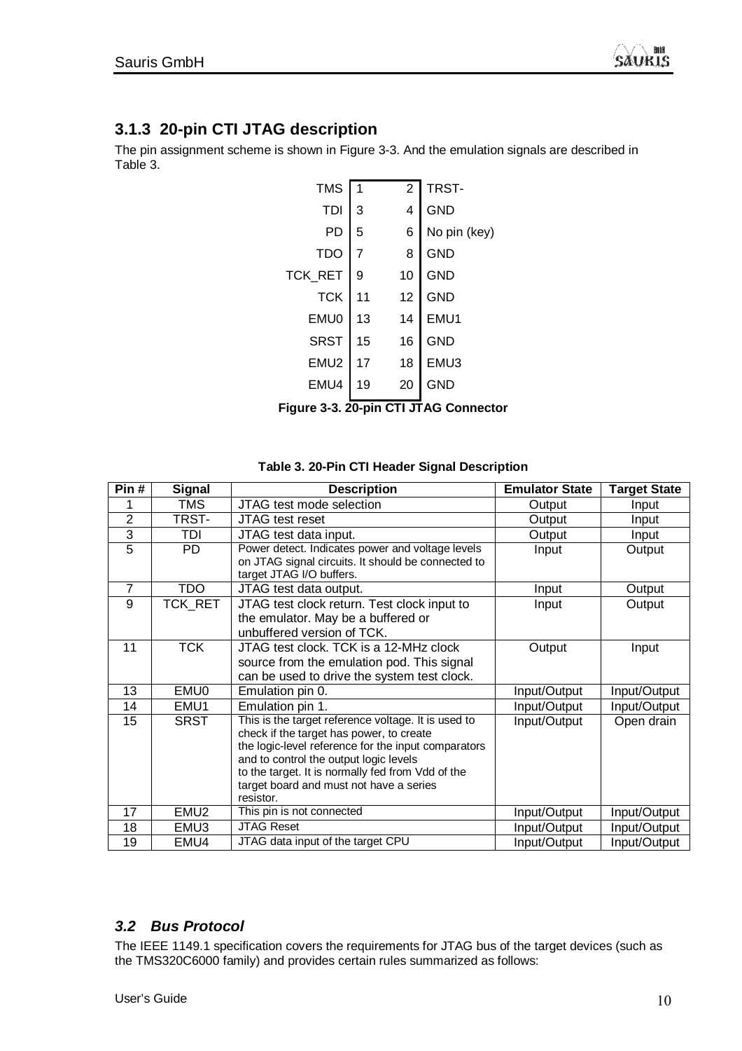## 3.1.3 20-pin CTI JTAG description

The pin assignment scheme is shown in Figure 3-3. And the emulation signals are described in Table 3.

| | | | |
|---|---|---|---|
| TMS | 1 | 2 | TRST- |
| TDI | 3 | 4 | GND |
| PD | 5 | 6 | No pin (key) |
| TDO | 7 | 8 | GND |
| TCK_RET | 9 | 10 | GND |
| TCK | 11 | 12 | GND |
| EMU0 | 13 | 14 | EMU1 |
| SRST | 15 | 16 | GND |
| EMU2 | 17 | 18 | EMU3 |
| EMU4 | 19 | 20 | GND |

**Figure 3-3. 20-pin CTI JTAG Connector**

**Table 3. 20-Pin CTI Header Signal Description**

| Pin # | Signal | Description | Emulator State | Target State |
|---|---|---|---|---|
| 1 | TMS | JTAG test mode selection | Output | Input |
| 2 | TRST- | JTAG test reset | Output | Input |
| 3 | TDI | JTAG test data input. | Output | Input |
| 5 | PD | Power detect. Indicates power and voltage levels on JTAG signal circuits. It should be connected to target JTAG I/O buffers. | Input | Output |
| 7 | TDO | JTAG test data output. | Input | Output |
| 9 | TCK_RET | JTAG test clock return. Test clock input to the emulator. May be a buffered or unbuffered version of TCK. | Input | Output |
| 11 | TCK | JTAG test clock. TCK is a 12-MHz clock source from the emulation pod. This signal can be used to drive the system test clock. | Output | Input |
| 13 | EMU0 | Emulation pin 0. | Input/Output | Input/Output |
| 14 | EMU1 | Emulation pin 1. | Input/Output | Input/Output |
| 15 | SRST | This is the target reference voltage. It is used to check if the target has power, to create the logic-level reference for the input comparators and to control the output logic levels to the target. It is normally fed from Vdd of the target board and must not have a series resistor. | Input/Output | Open drain |
| 17 | EMU2 | This pin is not connected | Input/Output | Input/Output |
| 18 | EMU3 | JTAG Reset | Input/Output | Input/Output |
| 19 | EMU4 | JTAG data input of the target CPU | Input/Output | Input/Output |

## *3.2 Bus Protocol*

The IEEE 1149.1 specification covers the requirements for JTAG bus of the target devices (such as the TMS320C6000 family) and provides certain rules summarized as follows: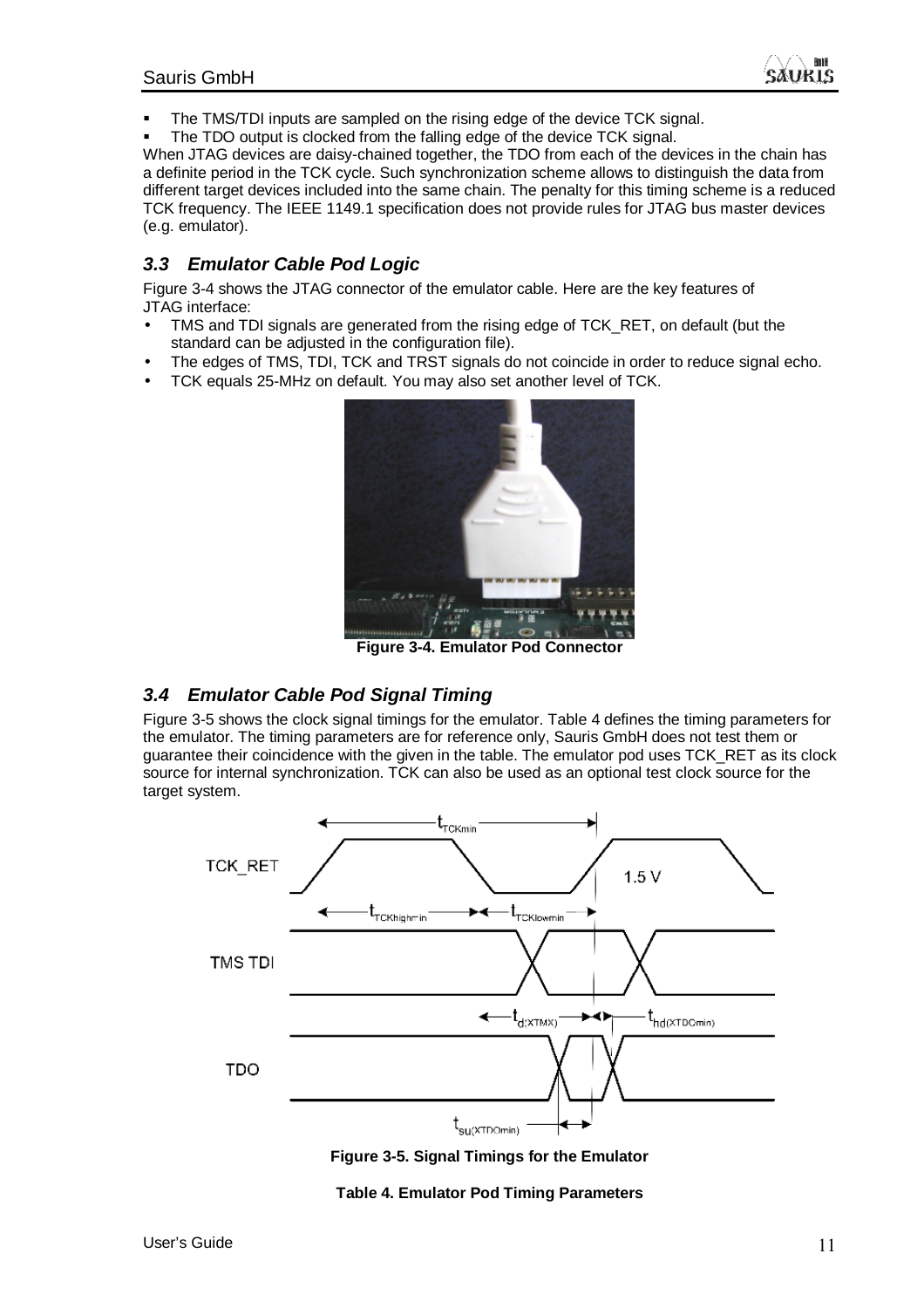- The TMS/TDI inputs are sampled on the rising edge of the device TCK signal.
- The TDO output is clocked from the falling edge of the device TCK signal.

When JTAG devices are daisy-chained together, the TDO from each of the devices in the chain has a definite period in the TCK cycle. Such synchronization scheme allows to distinguish the data from different target devices included into the same chain. The penalty for this timing scheme is a reduced TCK frequency. The IEEE 1149.1 specification does not provide rules for JTAG bus master devices (e.g. emulator).

### *3.3 Emulator Cable Pod Logic*

Figure 3-4 shows the JTAG connector of the emulator cable. Here are the key features of JTAG interface:

- TMS and TDI signals are generated from the rising edge of TCK_RET, on default (but the standard can be adjusted in the configuration file).
- The edges of TMS, TDI, TCK and TRST signals do not coincide in order to reduce signal echo.
- TCK equals 25-MHz on default. You may also set another level of TCK.

**Figure 3-4. Emulator Pod Connector**

### *3.4 Emulator Cable Pod Signal Timing*

Figure 3-5 shows the clock signal timings for the emulator. Table 4 defines the timing parameters for the emulator. The timing parameters are for reference only, Sauris GmbH does not test them or guarantee their coincidence with the given in the table. The emulator pod uses TCK_RET as its clock source for internal synchronization. TCK can also be used as an optional test clock source for the target system.

$t_{TCKmin}$

TCK_RET

1.5 V

$t_{TCKhighmin}$ $t_{TCKlowmin}$

TMS TDI

$t_{d(XTMX)}$ $t_{hd(XTDOmin)}$

TDO

$t_{su(XTDOmin)}$

**Figure 3-5. Signal Timings for the Emulator**

**Table 4. Emulator Pod Timing Parameters**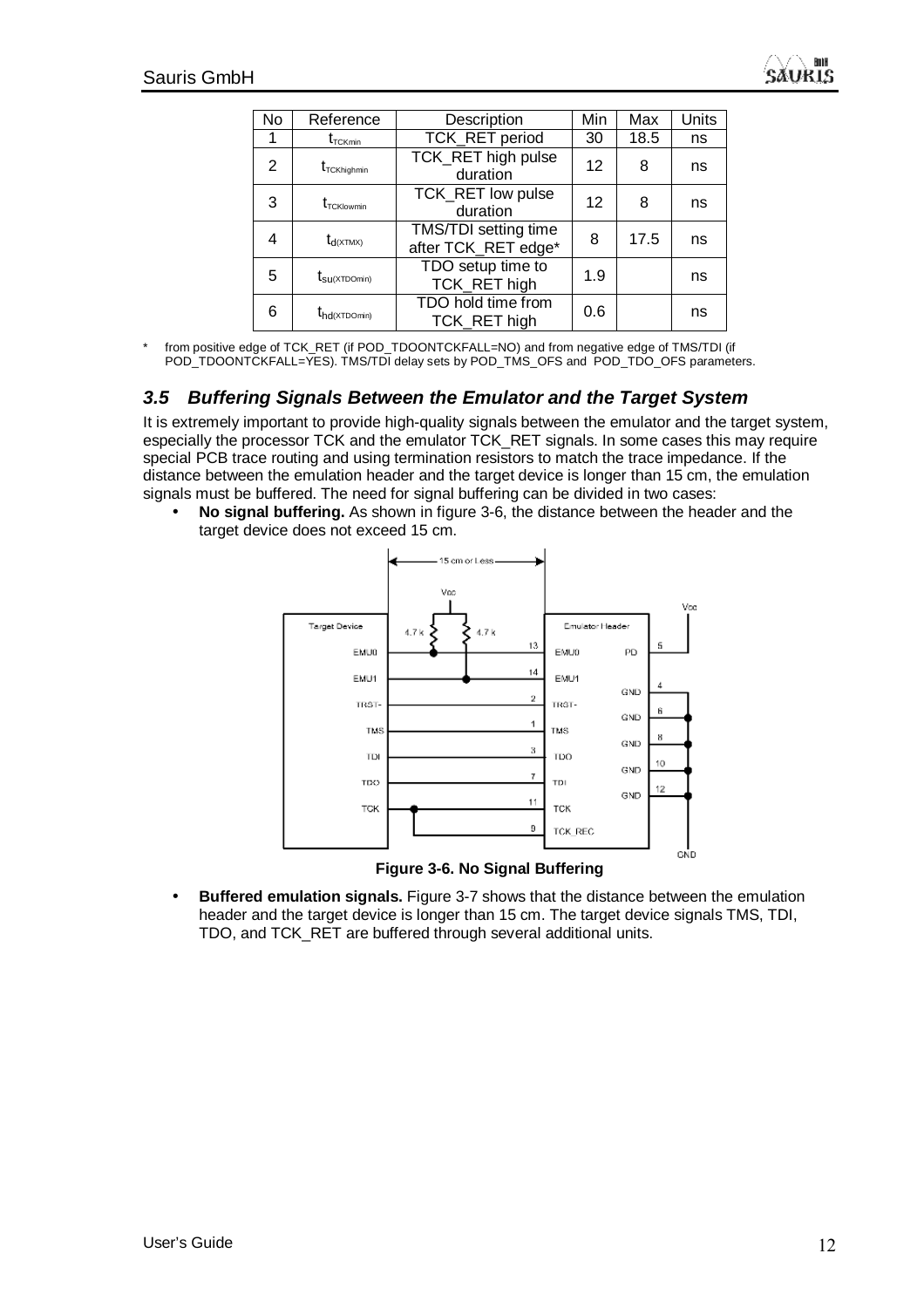| No | Reference | Description | Min | Max | Units |
|---|---|---|---|---|---|
| 1 | $t_{TCKmin}$ | TCK_RET period | 30 | 18.5 | ns |
| 2 | $t_{TCKhighmin}$ | TCK_RET high pulse duration | 12 | 8 | ns |
| 3 | $t_{TCKlowmin}$ | TCK_RET low pulse duration | 12 | 8 | ns |
| 4 | $t_{d(XTMX)}$ | TMS/TDI setting time after TCK_RET edge* | 8 | 17.5 | ns |
| 5 | $t_{su(XTDOmin)}$ | TDO setup time to TCK_RET high | 1.9 | | ns |
| 6 | $t_{hd(XTDOmin)}$ | TDO hold time from TCK_RET high | 0.6 | | ns |

\* from positive edge of TCK_RET (if POD_TDOONTCKFALL=NO) and from negative edge of TMS/TDI (if POD_TDOONTCKFALL=YES). TMS/TDI delay sets by POD_TMS_OFS and POD_TDO_OFS parameters.

### *3.5 Buffering Signals Between the Emulator and the Target System*

It is extremely important to provide high-quality signals between the emulator and the target system, especially the processor TCK and the emulator TCK_RET signals. In some cases this may require special PCB trace routing and using termination resistors to match the trace impedance. If the distance between the emulation header and the target device is longer than 15 cm, the emulation signals must be buffered. The need for signal buffering can be divided in two cases:

- **No signal buffering.** As shown in figure 3-6, the distance between the header and the target device does not exceed 15 cm.

15 cm or Less
Vcc
Vcc
Target Device
4.7 k
4.7 k
Emulator Header
EMU0
13
EMU0
PD
5
EMU1
14
EMU1
GND
4
TRST-
2
TRST-
GND
6
TMS
1
TMS
GND
8
TDI
3
TDO
GND
10
TDO
7
TDI
GND
12
TCK
11
TCK
9
TCK_REC
GND

**Figure 3-6. No Signal Buffering**

- **Buffered emulation signals.** Figure 3-7 shows that the distance between the emulation header and the target device is longer than 15 cm. The target device signals TMS, TDI, TDO, and TCK_RET are buffered through several additional units.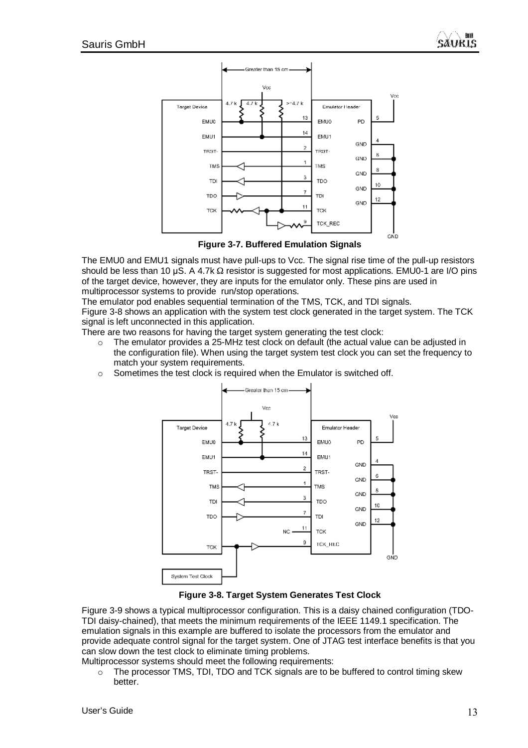Figure 3-7. Buffered Emulation Signals

The EMU0 and EMU1 signals must have pull-ups to Vcc. The signal rise time of the pull-up resistors should be less than 10 µS. A 4.7k Ω resistor is suggested for most applications. EMU0-1 are I/O pins of the target device, however, they are inputs for the emulator only. These pins are used in multiprocessor systems to provide run/stop operations.

The emulator pod enables sequential termination of the TMS, TCK, and TDI signals.

Figure 3-8 shows an application with the system test clock generated in the target system. The TCK signal is left unconnected in this application.

There are two reasons for having the target system generating the test clock:

- The emulator provides a 25-MHz test clock on default (the actual value can be adjusted in the configuration file). When using the target system test clock you can set the frequency to match your system requirements.
- Sometimes the test clock is required when the Emulator is switched off.

Figure 3-8. Target System Generates Test Clock

Figure 3-9 shows a typical multiprocessor configuration. This is a daisy chained configuration (TDO-TDI daisy-chained), that meets the minimum requirements of the IEEE 1149.1 specification. The emulation signals in this example are buffered to isolate the processors from the emulator and provide adequate control signal for the target system. One of JTAG test interface benefits is that you can slow down the test clock to eliminate timing problems.

Multiprocessor systems should meet the following requirements:

- The processor TMS, TDI, TDO and TCK signals are to be buffered to control timing skew better.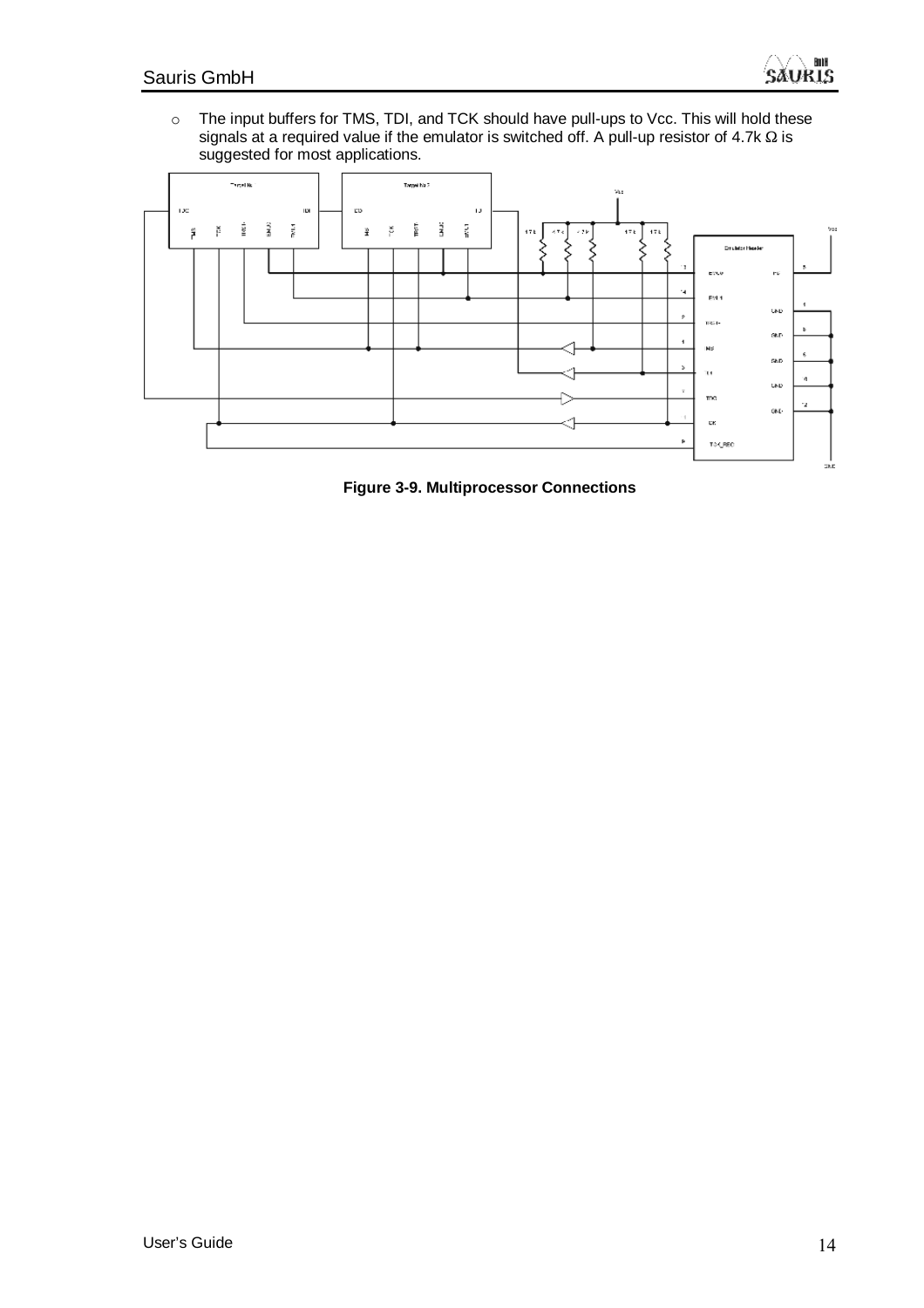- The input buffers for TMS, TDI, and TCK should have pull-ups to Vcc. This will hold these signals at a required value if the emulator is switched off. A pull-up resistor of 4.7k Ω is suggested for most applications.

**Figure 3-9. Multiprocessor Connections**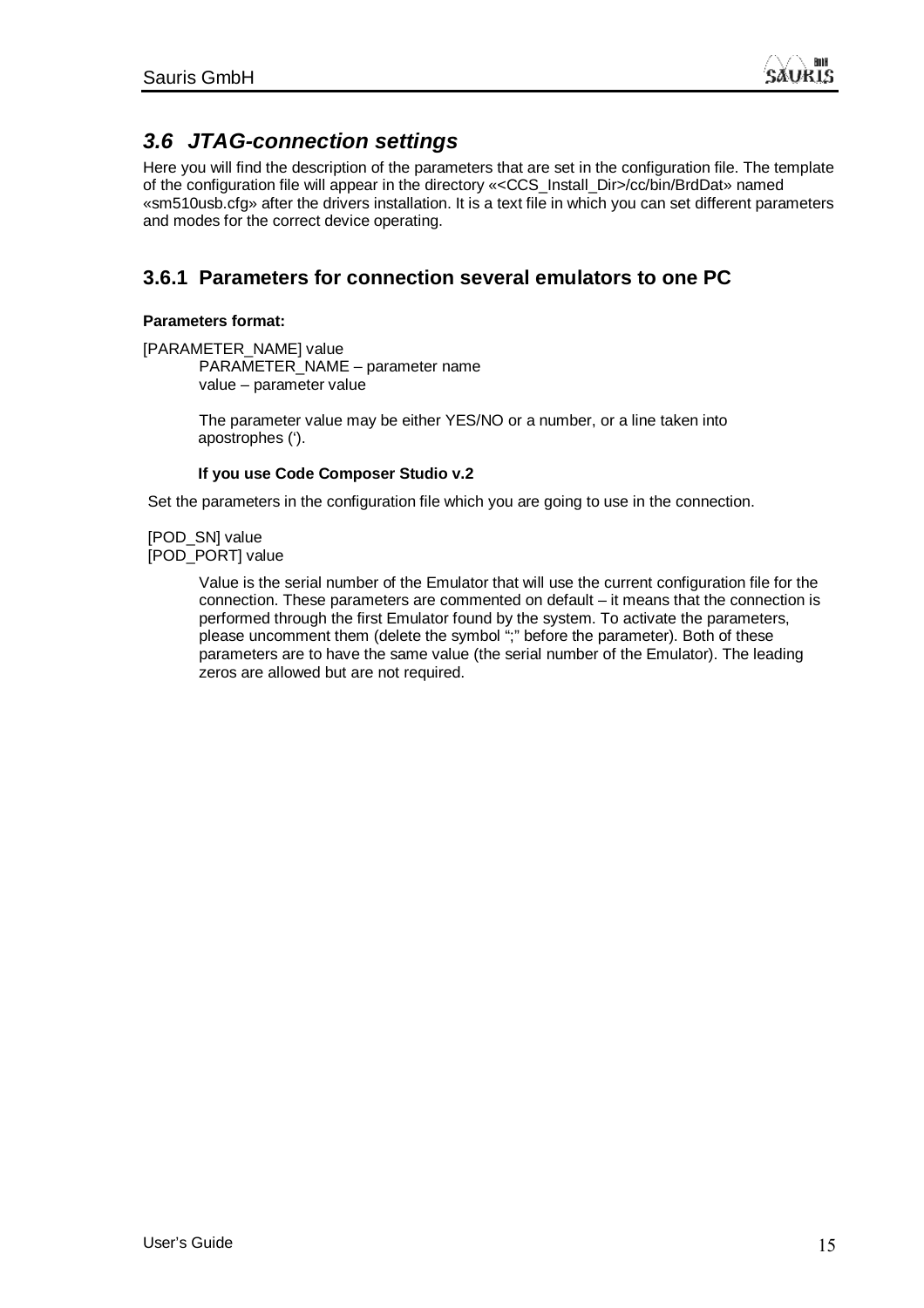## *3.6 JTAG-connection settings*

Here you will find the description of the parameters that are set in the configuration file. The template of the configuration file will appear in the directory «<CCS_Install_Dir>/cc/bin/BrdDat» named «sm510usb.cfg» after the drivers installation. It is a text file in which you can set different parameters and modes for the correct device operating.

### 3.6.1 Parameters for connection several emulators to one PC

**Parameters format:**

[PARAMETER_NAME] value

PARAMETER_NAME – parameter name

value – parameter value

The parameter value may be either YES/NO or a number, or a line taken into apostrophes (‘).

**If you use Code Composer Studio v.2**

Set the parameters in the configuration file which you are going to use in the connection.

[POD_SN] value
[POD_PORT] value

Value is the serial number of the Emulator that will use the current configuration file for the connection. These parameters are commented on default – it means that the connection is performed through the first Emulator found by the system. To activate the parameters, please uncomment them (delete the symbol “;” before the parameter). Both of these parameters are to have the same value (the serial number of the Emulator). The leading zeros are allowed but are not required.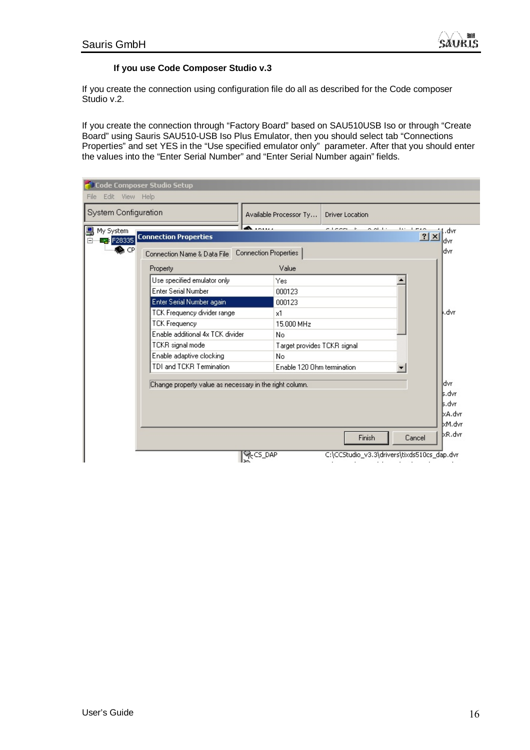**If you use Code Composer Studio v.3**

If you create the connection using configuration file do all as described for the Code composer Studio v.2.

If you create the connection through “Factory Board” based on SAU510USB Iso or through “Create Board” using Sauris SAU510-USB Iso Plus Emulator, then you should select tab “Connections Properties” and set YES in the “Use specified emulator only” parameter. After that you should enter the values into the “Enter Serial Number” and “Enter Serial Number again” fields.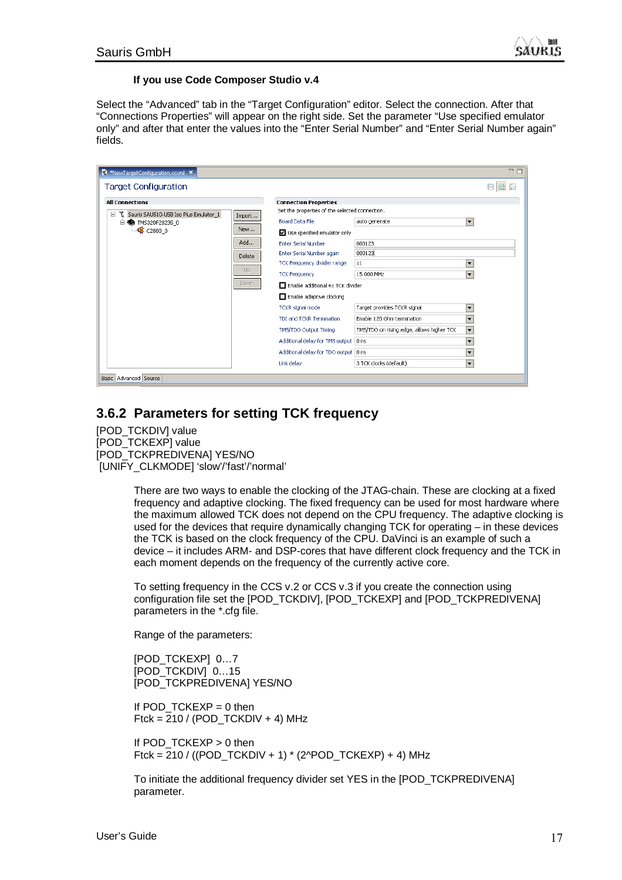**If you use Code Composer Studio v.4**

Select the “Advanced” tab in the “Target Configuration” editor. Select the connection. After that “Connections Properties” will appear on the right side. Set the parameter “Use specified emulator only” and after that enter the values into the “Enter Serial Number” and “Enter Serial Number again” fields.

### 3.6.2 Parameters for setting TCK frequency

[POD_TCKDIV] value
[POD_TCKEXP] value
[POD_TCKPREDIVENA] YES/NO
[UNIFY_CLKMODE] ‘slow’/’fast’/’normal’

There are two ways to enable the clocking of the JTAG-chain. These are clocking at a fixed frequency and adaptive clocking. The fixed frequency can be used for most hardware where the maximum allowed TCK does not depend on the CPU frequency. The adaptive clocking is used for the devices that require dynamically changing TCK for operating – in these devices the TCK is based on the clock frequency of the CPU. DaVinci is an example of such a device – it includes ARM- and DSP-cores that have different clock frequency and the TCK in each moment depends on the frequency of the currently active core.

To setting frequency in the CCS v.2 or CCS v.3 if you create the connection using configuration file set the [POD_TCKDIV], [POD_TCKEXP] and [POD_TCKPREDIVENA] parameters in the *.cfg file.

Range of the parameters:

[POD_TCKEXP] 0…7
[POD_TCKDIV] 0…15
[POD_TCKPREDIVENA] YES/NO

If POD_TCKEXP = 0 then
Ftck = 210 / (POD_TCKDIV + 4) MHz

If POD_TCKEXP > 0 then
Ftck = 210 / ((POD_TCKDIV + 1) * (2^POD_TCKEXP) + 4) MHz

To initiate the additional frequency divider set YES in the [POD_TCKPREDIVENA] parameter.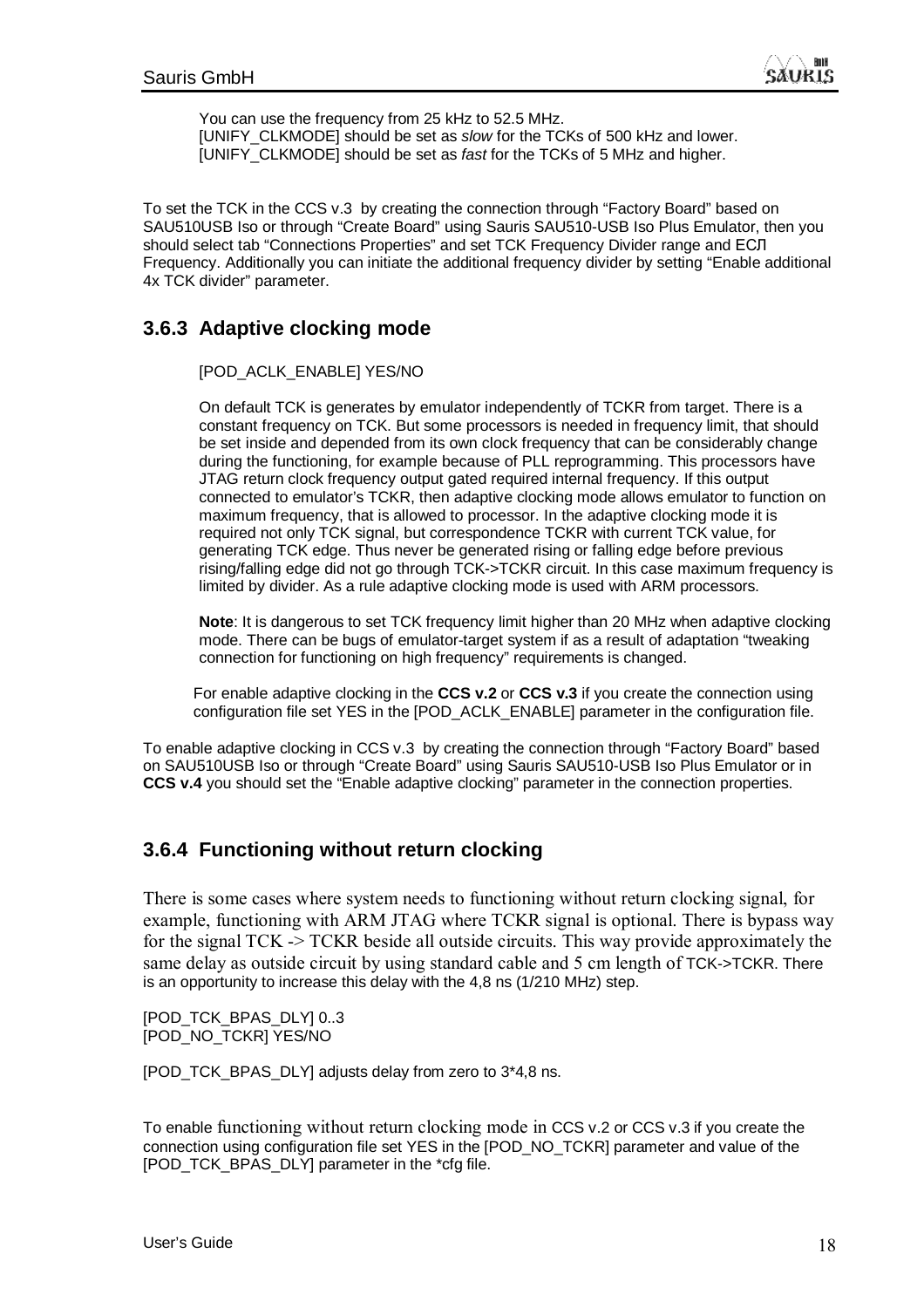You can use the frequency from 25 kHz to 52.5 MHz.
[UNIFY_CLKMODE] should be set as *slow* for the TCKs of 500 kHz and lower.
[UNIFY_CLKMODE] should be set as *fast* for the TCKs of 5 MHz and higher.

To set the TCK in the CCS v.3 by creating the connection through "Factory Board" based on SAU510USB Iso or through "Create Board" using Sauris SAU510-USB Iso Plus Emulator, then you should select tab "Connections Properties" and set TCK Frequency Divider range and ЕСЛ Frequency. Additionally you can initiate the additional frequency divider by setting "Enable additional 4x TCK divider" parameter.

### 3.6.3 Adaptive clocking mode

[POD_ACLK_ENABLE] YES/NO

On default TCK is generates by emulator independently of TCKR from target. There is a constant frequency on TCK. But some processors is needed in frequency limit, that should be set inside and depended from its own clock frequency that can be considerably change during the functioning, for example because of PLL reprogramming. This processors have JTAG return clock frequency output gated required internal frequency. If this output connected to emulator's TCKR, then adaptive clocking mode allows emulator to function on maximum frequency, that is allowed to processor. In the adaptive clocking mode it is required not only TCK signal, but correspondence TCKR with current TCK value, for generating TCK edge. Thus never be generated rising or falling edge before previous rising/falling edge did not go through TCK->TCKR circuit. In this case maximum frequency is limited by divider. As a rule adaptive clocking mode is used with ARM processors.

**Note**: It is dangerous to set TCK frequency limit higher than 20 MHz when adaptive clocking mode. There can be bugs of emulator-target system if as a result of adaptation "tweaking connection for functioning on high frequency" requirements is changed.

For enable adaptive clocking in the **CCS v.2** or **CCS v.3** if you create the connection using configuration file set YES in the [POD_ACLK_ENABLE] parameter in the configuration file.

To enable adaptive clocking in CCS v.3 by creating the connection through "Factory Board" based on SAU510USB Iso or through "Create Board" using Sauris SAU510-USB Iso Plus Emulator or in **CCS v.4** you should set the "Enable adaptive clocking" parameter in the connection properties.

### 3.6.4 Functioning without return clocking

There is some cases where system needs to functioning without return clocking signal, for example, functioning with ARM JTAG where TCKR signal is optional. There is bypass way for the signal TCK -> TCKR beside all outside circuits. This way provide approximately the same delay as outside circuit by using standard cable and 5 cm length of TCK->TCKR. There is an opportunity to increase this delay with the 4,8 ns (1/210 MHz) step.

[POD_TCK_BPAS_DLY] 0..3
[POD_NO_TCKR] YES/NO

[POD_TCK_BPAS_DLY] adjusts delay from zero to 3*4,8 ns.

To enable functioning without return clocking mode in CCS v.2 or CCS v.3 if you create the connection using configuration file set YES in the [POD_NO_TCKR] parameter and value of the [POD_TCK_BPAS_DLY] parameter in the *cfg file.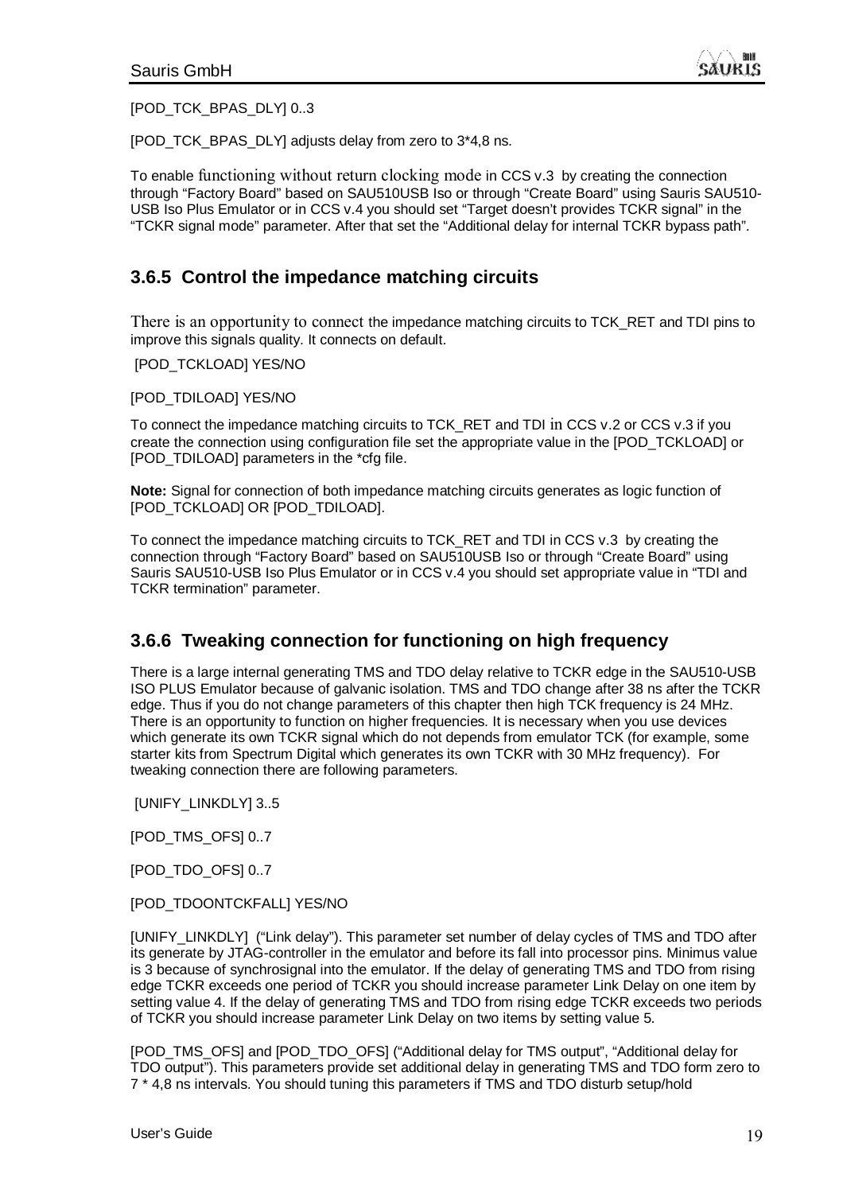[POD_TCK_BPAS_DLY] 0..3

[POD_TCK_BPAS_DLY] adjusts delay from zero to 3*4,8 ns.

To enable functioning without return clocking mode in CCS v.3 by creating the connection through "Factory Board" based on SAU510USB Iso or through "Create Board" using Sauris SAU510-USB Iso Plus Emulator or in CCS v.4 you should set "Target doesn't provides TCKR signal" in the "TCKR signal mode" parameter. After that set the "Additional delay for internal TCKR bypass path".

### 3.6.5 Control the impedance matching circuits

There is an opportunity to connect the impedance matching circuits to TCK_RET and TDI pins to improve this signals quality. It connects on default.

[POD_TCKLOAD] YES/NO

[POD_TDILOAD] YES/NO

To connect the impedance matching circuits to TCK_RET and TDI in CCS v.2 or CCS v.3 if you create the connection using configuration file set the appropriate value in the [POD_TCKLOAD] or [POD_TDILOAD] parameters in the *cfg file.

**Note:** Signal for connection of both impedance matching circuits generates as logic function of [POD_TCKLOAD] OR [POD_TDILOAD].

To connect the impedance matching circuits to TCK_RET and TDI in CCS v.3 by creating the connection through "Factory Board" based on SAU510USB Iso or through "Create Board" using Sauris SAU510-USB Iso Plus Emulator or in CCS v.4 you should set appropriate value in "TDI and TCKR termination" parameter.

### 3.6.6 Tweaking connection for functioning on high frequency

There is a large internal generating TMS and TDO delay relative to TCKR edge in the SAU510-USB ISO PLUS Emulator because of galvanic isolation. TMS and TDO change after 38 ns after the TCKR edge. Thus if you do not change parameters of this chapter then high TCK frequency is 24 MHz. There is an opportunity to function on higher frequencies. It is necessary when you use devices which generate its own TCKR signal which do not depends from emulator TCK (for example, some starter kits from Spectrum Digital which generates its own TCKR with 30 MHz frequency). For tweaking connection there are following parameters.

[UNIFY_LINKDLY] 3..5

[POD_TMS_OFS] 0..7

[POD_TDO_OFS] 0..7

[POD_TDOONTCKFALL] YES/NO

[UNIFY_LINKDLY] ("Link delay"). This parameter set number of delay cycles of TMS and TDO after its generate by JTAG-controller in the emulator and before its fall into processor pins. Minimus value is 3 because of synchrosignal into the emulator. If the delay of generating TMS and TDO from rising edge TCKR exceeds one period of TCKR you should increase parameter Link Delay on one item by setting value 4. If the delay of generating TMS and TDO from rising edge TCKR exceeds two periods of TCKR you should increase parameter Link Delay on two items by setting value 5.

[POD_TMS_OFS] and [POD_TDO_OFS] ("Additional delay for TMS output", "Additional delay for TDO output"). This parameters provide set additional delay in generating TMS and TDO form zero to 7 * 4,8 ns intervals. You should tuning this parameters if TMS and TDO disturb setup/hold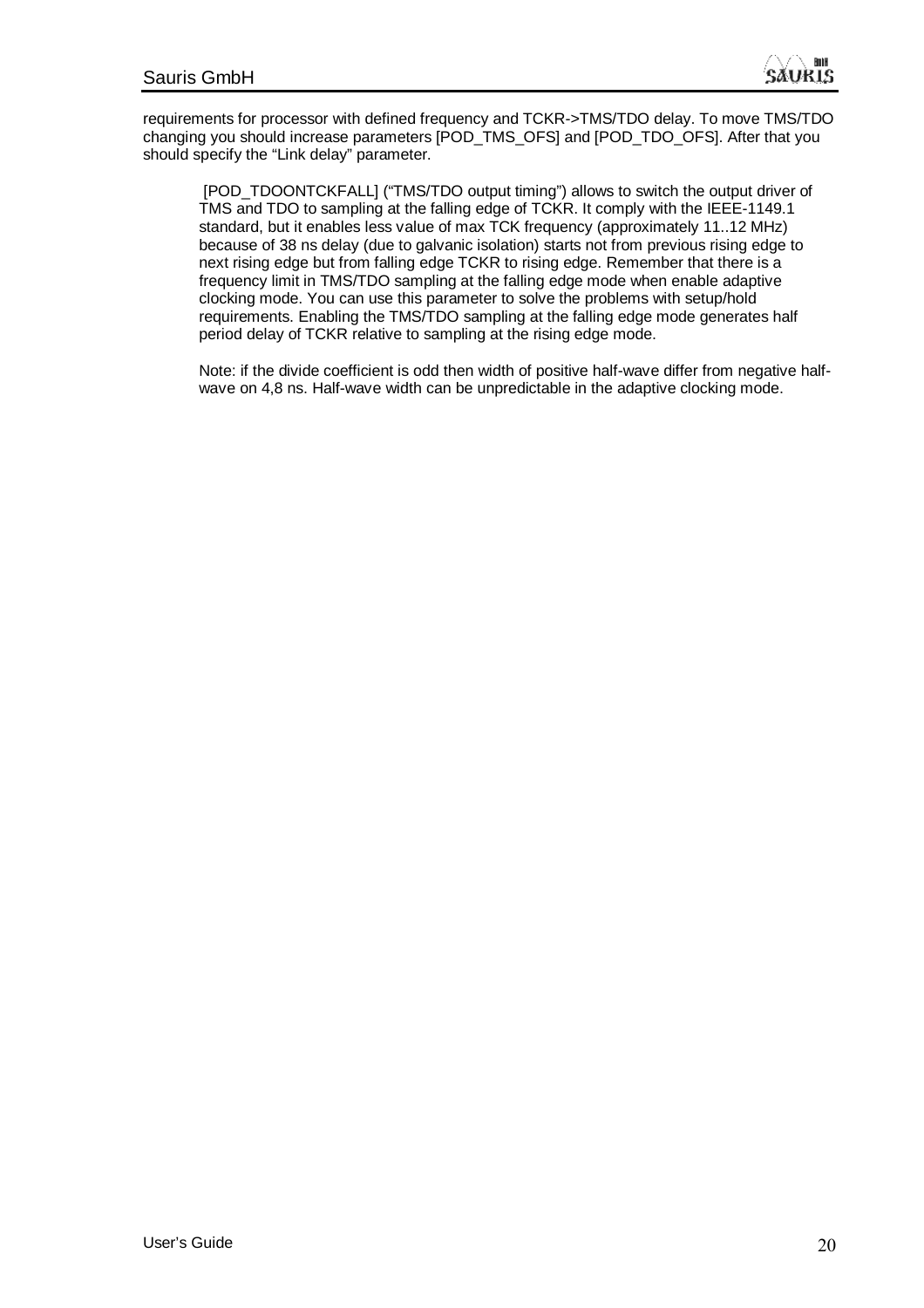requirements for processor with defined frequency and TCKR->TMS/TDO delay. To move TMS/TDO changing you should increase parameters [POD_TMS_OFS] and [POD_TDO_OFS]. After that you should specify the "Link delay" parameter.

[POD_TDOONTCKFALL] ("TMS/TDO output timing") allows to switch the output driver of TMS and TDO to sampling at the falling edge of TCKR. It comply with the IEEE-1149.1 standard, but it enables less value of max TCK frequency (approximately 11..12 MHz) because of 38 ns delay (due to galvanic isolation) starts not from previous rising edge to next rising edge but from falling edge TCKR to rising edge. Remember that there is a frequency limit in TMS/TDO sampling at the falling edge mode when enable adaptive clocking mode. You can use this parameter to solve the problems with setup/hold requirements. Enabling the TMS/TDO sampling at the falling edge mode generates half period delay of TCKR relative to sampling at the rising edge mode.

Note: if the divide coefficient is odd then width of positive half-wave differ from negative half-wave on 4,8 ns. Half-wave width can be unpredictable in the adaptive clocking mode.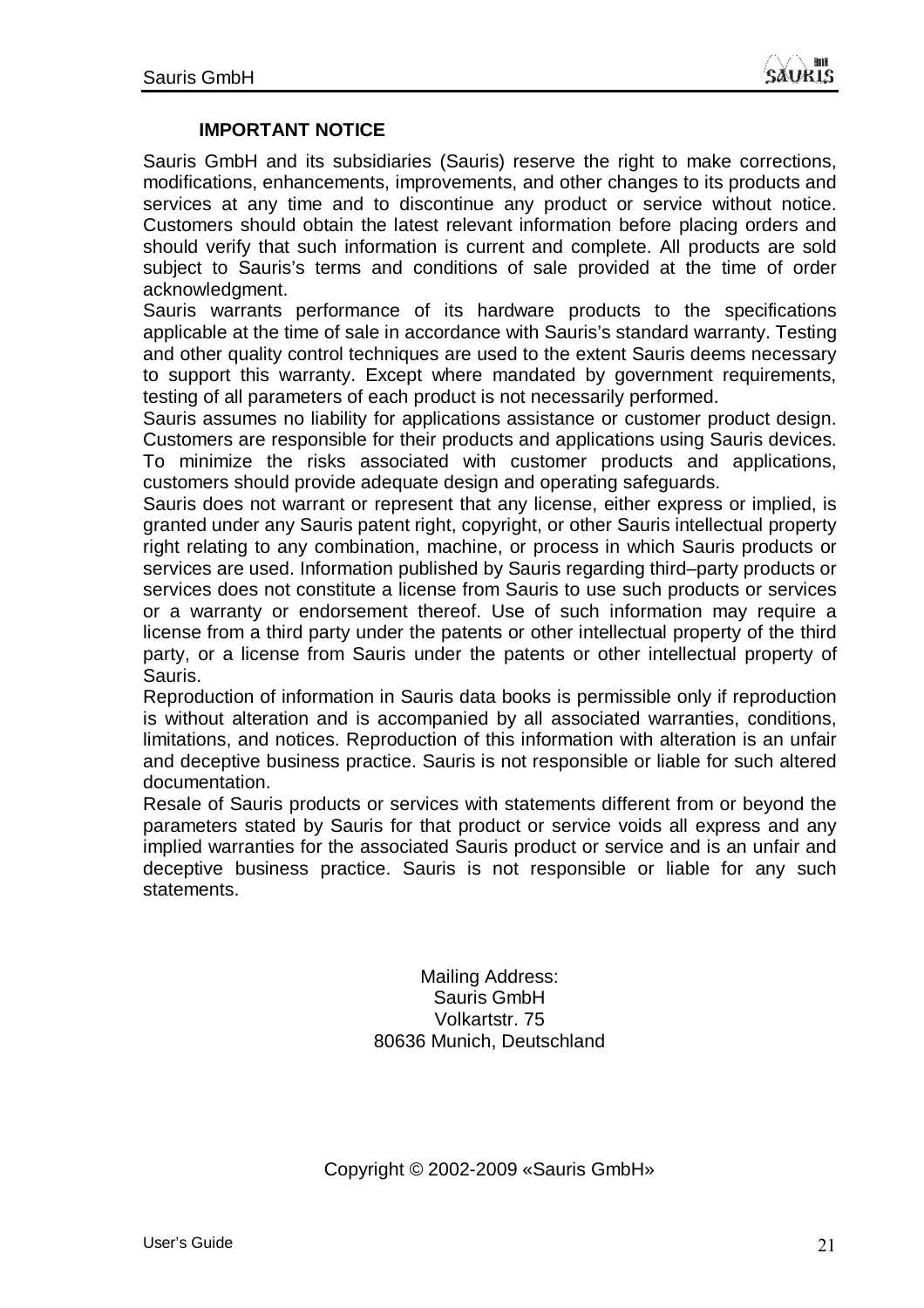**IMPORTANT NOTICE**

Sauris GmbH and its subsidiaries (Sauris) reserve the right to make corrections, modifications, enhancements, improvements, and other changes to its products and services at any time and to discontinue any product or service without notice. Customers should obtain the latest relevant information before placing orders and should verify that such information is current and complete. All products are sold subject to Sauris's terms and conditions of sale provided at the time of order acknowledgment.

Sauris warrants performance of its hardware products to the specifications applicable at the time of sale in accordance with Sauris's standard warranty. Testing and other quality control techniques are used to the extent Sauris deems necessary to support this warranty. Except where mandated by government requirements, testing of all parameters of each product is not necessarily performed.

Sauris assumes no liability for applications assistance or customer product design. Customers are responsible for their products and applications using Sauris devices. To minimize the risks associated with customer products and applications, customers should provide adequate design and operating safeguards.

Sauris does not warrant or represent that any license, either express or implied, is granted under any Sauris patent right, copyright, or other Sauris intellectual property right relating to any combination, machine, or process in which Sauris products or services are used. Information published by Sauris regarding third–party products or services does not constitute a license from Sauris to use such products or services or a warranty or endorsement thereof. Use of such information may require a license from a third party under the patents or other intellectual property of the third party, or a license from Sauris under the patents or other intellectual property of Sauris.

Reproduction of information in Sauris data books is permissible only if reproduction is without alteration and is accompanied by all associated warranties, conditions, limitations, and notices. Reproduction of this information with alteration is an unfair and deceptive business practice. Sauris is not responsible or liable for such altered documentation.

Resale of Sauris products or services with statements different from or beyond the parameters stated by Sauris for that product or service voids all express and any implied warranties for the associated Sauris product or service and is an unfair and deceptive business practice. Sauris is not responsible or liable for any such statements.

Mailing Address:
Sauris GmbH
Volkartstr. 75
80636 Munich, Deutschland

Copyright © 2002-2009 «Sauris GmbH»